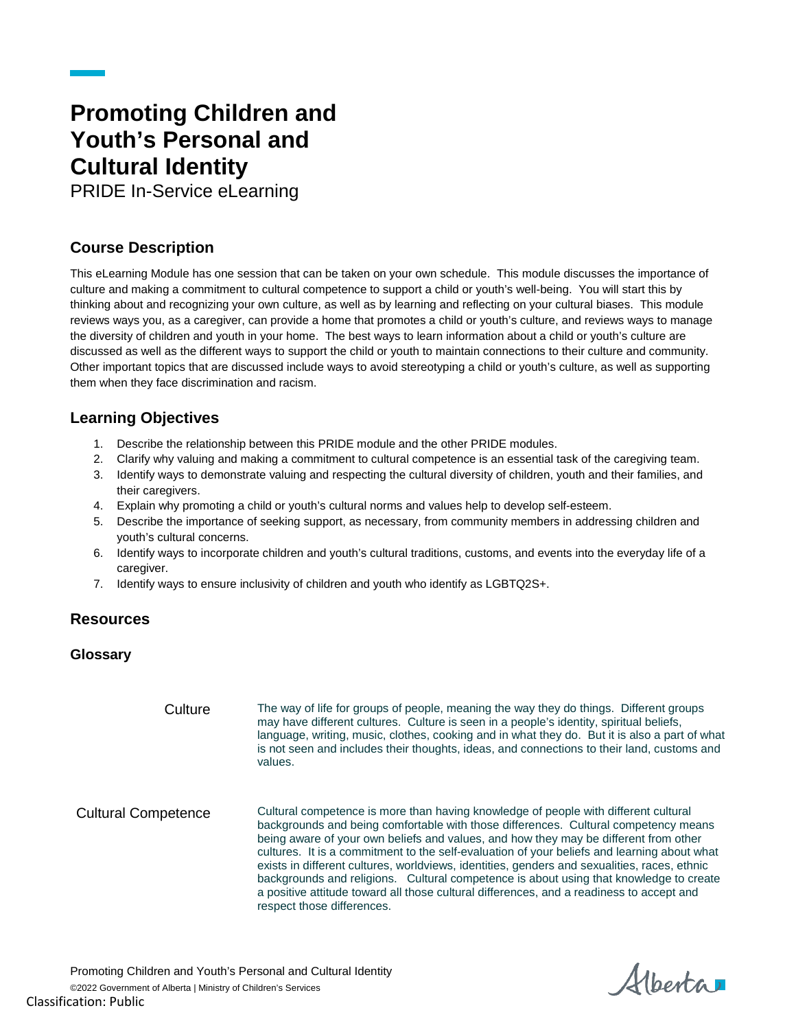# Promoting Children and Youth's Personal and Cultural Identity

PRIDE In-Service eLearning

## Course Description

This eLearning Module has one session that can be taken on your own schedule. This module discusses the importance of culture and making a commitment to cultural competence to support a child or youth's well-being. You will start this by thinking about and recognizing your own culture, as well as by learning and reflecting on your cultural biases. This module reviews ways you, as a caregiver, can provide a home that promotes a child or youth's culture, and reviews ways to manage the diversity of children and youth in your home. The best ways to learn information about a child or youth's culture are discussed as well as the different ways to support the child or youth to maintain connections to their culture and community. Other important topics that are discussed include ways to avoid stereotyping a child or youth's culture, as well as supporting them when they face discrimination and racism.

## Learning Objectives

1. Describe the relationship between this PRIDE module and the other PRIDE modules.
2. Clarify why valuing and making a commitment to cultural competence is an essential task of the caregiving team.
3. Identify ways to demonstrate valuing and respecting the cultural diversity of children, youth and their families, and their caregivers.
4. Explain why promoting a child or youth's cultural norms and values help to develop self-esteem.
5. Describe the importance of seeking support, as necessary, from community members in addressing children and youth's cultural concerns.
6. Identify ways to incorporate children and youth's cultural traditions, customs, and events into the everyday life of a caregiver.
7. Identify ways to ensure inclusivity of children and youth who identify as LGBTQ2S+.

## Resources

### Glossary

| Term | Definition |
|---|---|
| Culture | The way of life for groups of people, meaning the way they do things. Different groups may have different cultures. Culture is seen in a people's identity, spiritual beliefs, language, writing, music, clothes, cooking and in what they do. But it is also a part of what is not seen and includes their thoughts, ideas, and connections to their land, customs and values. |
| Cultural Competence | Cultural competence is more than having knowledge of people with different cultural backgrounds and being comfortable with those differences. Cultural competency means being aware of your own beliefs and values, and how they may be different from other cultures. It is a commitment to the self-evaluation of your beliefs and learning about what exists in different cultures, worldviews, identities, genders and sexualities, races, ethnic backgrounds and religions. Cultural competence is about using that knowledge to create a positive attitude toward all those cultural differences, and a readiness to accept and respect those differences. |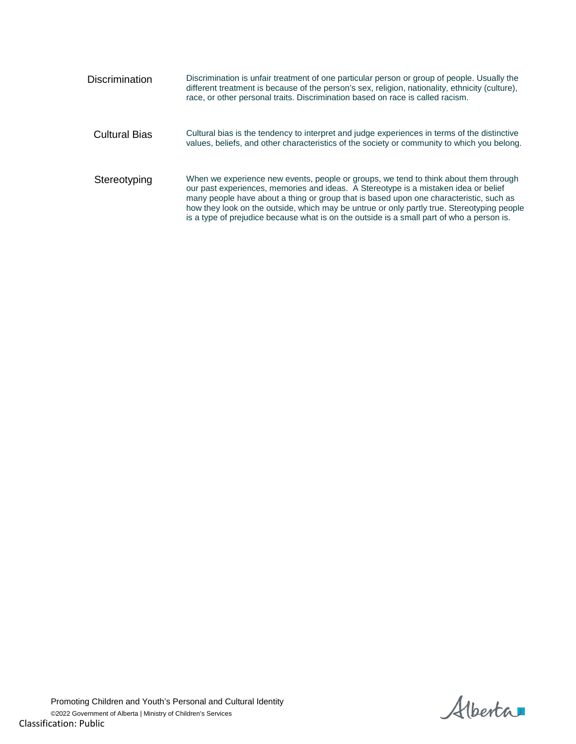| | |
|---|---|
| Discrimination | Discrimination is unfair treatment of one particular person or group of people. Usually the different treatment is because of the person's sex, religion, nationality, ethnicity (culture), race, or other personal traits. Discrimination based on race is called racism. |
| Cultural Bias | Cultural bias is the tendency to interpret and judge experiences in terms of the distinctive values, beliefs, and other characteristics of the society or community to which you belong. |
| Stereotyping | When we experience new events, people or groups, we tend to think about them through our past experiences, memories and ideas. A Stereotype is a mistaken idea or belief many people have about a thing or group that is based upon one characteristic, such as how they look on the outside, which may be untrue or only partly true. Stereotyping people is a type of prejudice because what is on the outside is a small part of who a person is. |